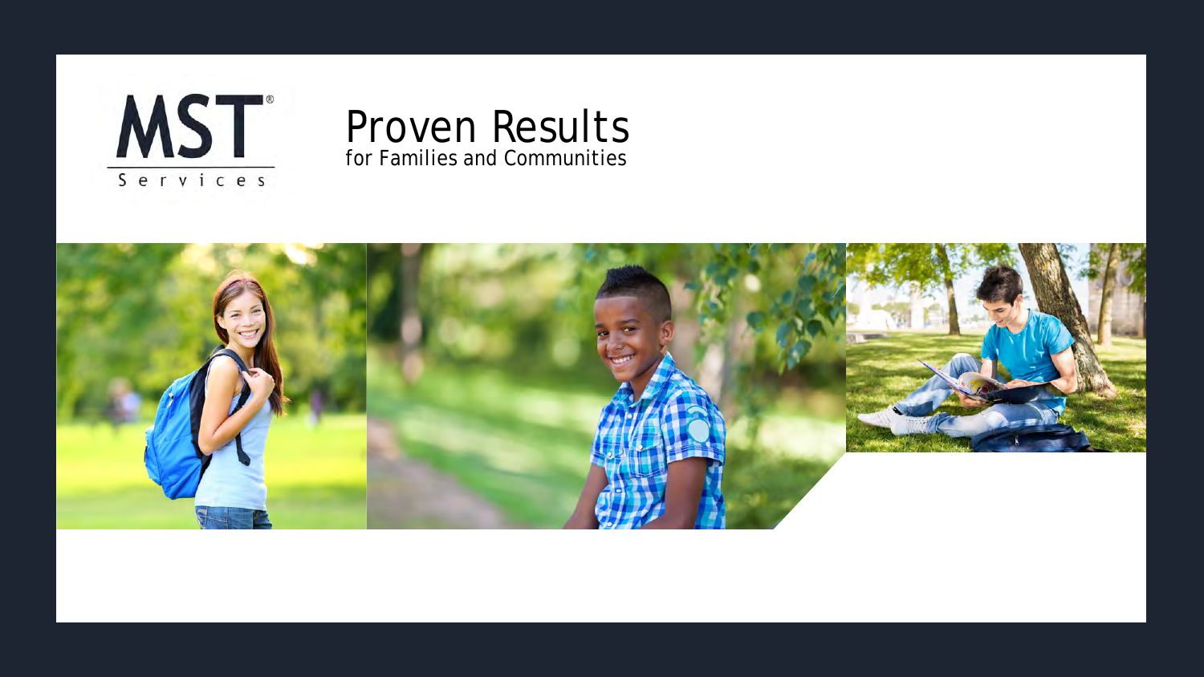MST® Services

# Proven Results

for Families and Communities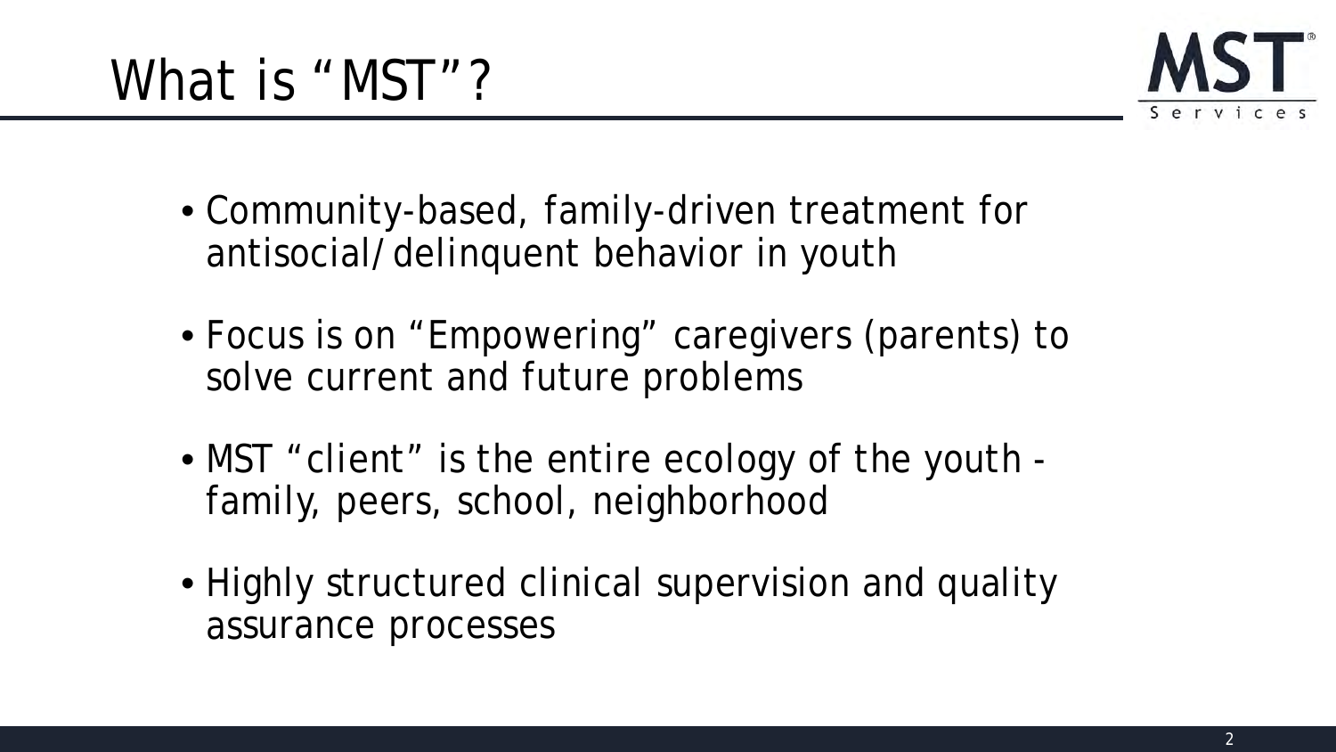# What is "MST"?

- Community-based, family-driven treatment for antisocial/delinquent behavior in youth
- Focus is on "Empowering" caregivers (parents) to solve current and future problems
- MST "client" is the entire ecology of the youth - family, peers, school, neighborhood
- Highly structured clinical supervision and quality assurance processes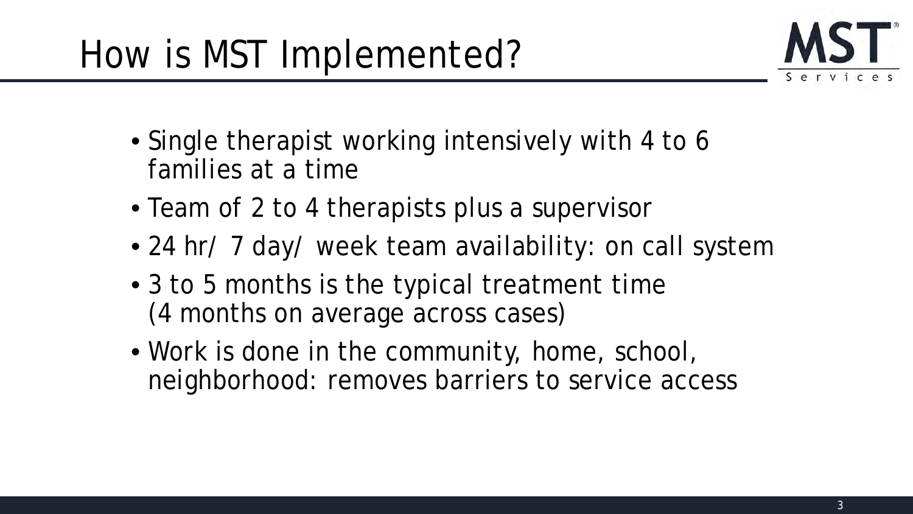# How is MST Implemented?

- Single therapist working intensively with 4 to 6 families at a time
- Team of 2 to 4 therapists plus a supervisor
- 24 hr/ 7 day/ week team availability: on call system
- 3 to 5 months is the typical treatment time (4 months on average across cases)
- Work is done in the community, home, school, neighborhood: removes barriers to service access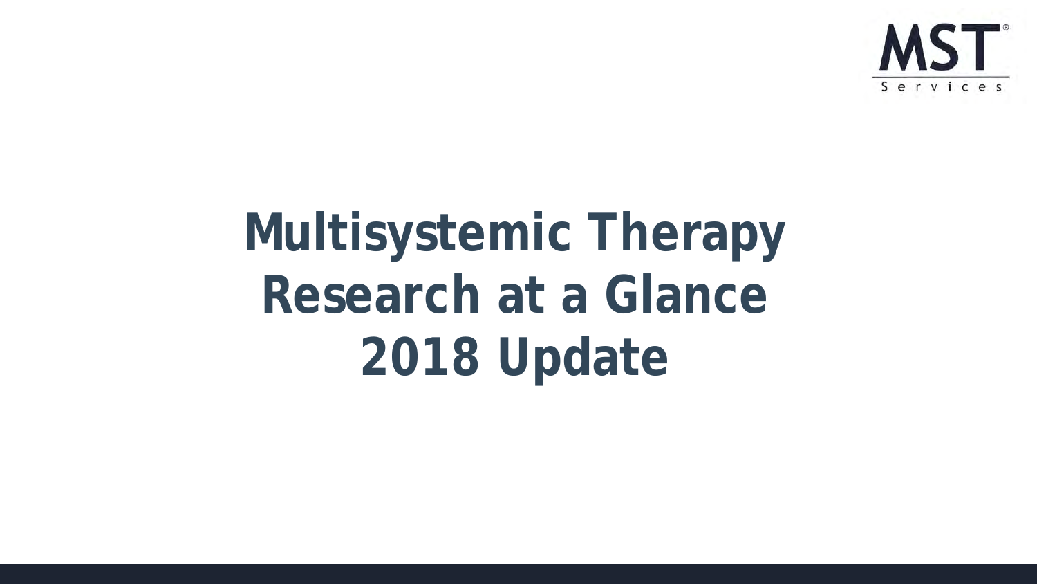MST Services

# Multisystemic Therapy Research at a Glance 2018 Update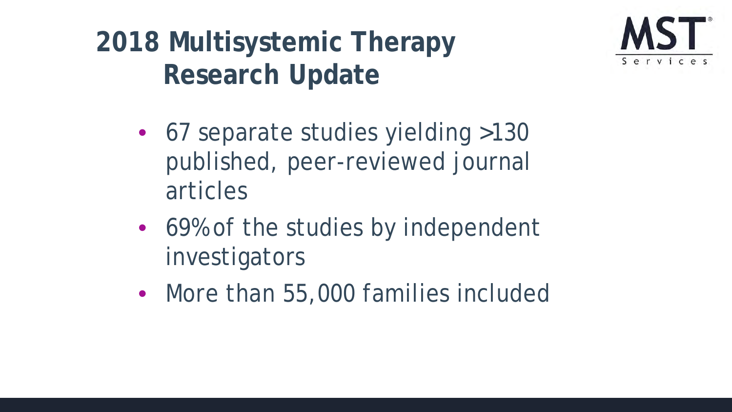# 2018 Multisystemic Therapy Research Update

MST Services

- 67 separate studies yielding >130 published, peer-reviewed journal articles
- 69% of the studies by independent investigators
- More than 55,000 families included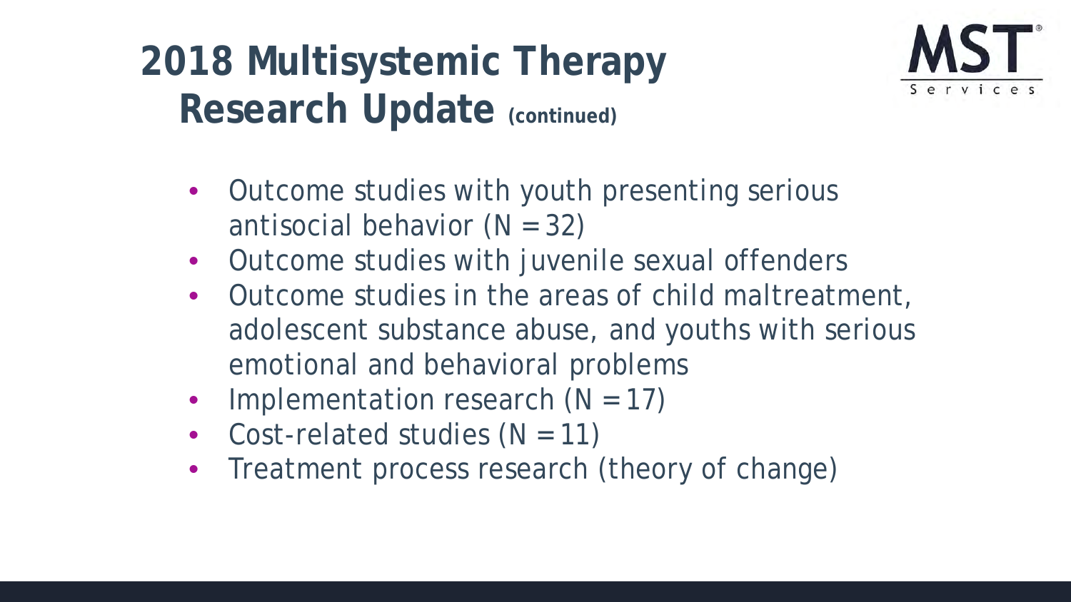# 2018 Multisystemic Therapy Research Update (continued)

- Outcome studies with youth presenting serious antisocial behavior (N = 32)
- Outcome studies with juvenile sexual offenders
- Outcome studies in the areas of child maltreatment, adolescent substance abuse, and youths with serious emotional and behavioral problems
- Implementation research (N = 17)
- Cost-related studies (N = 11)
- Treatment process research (theory of change)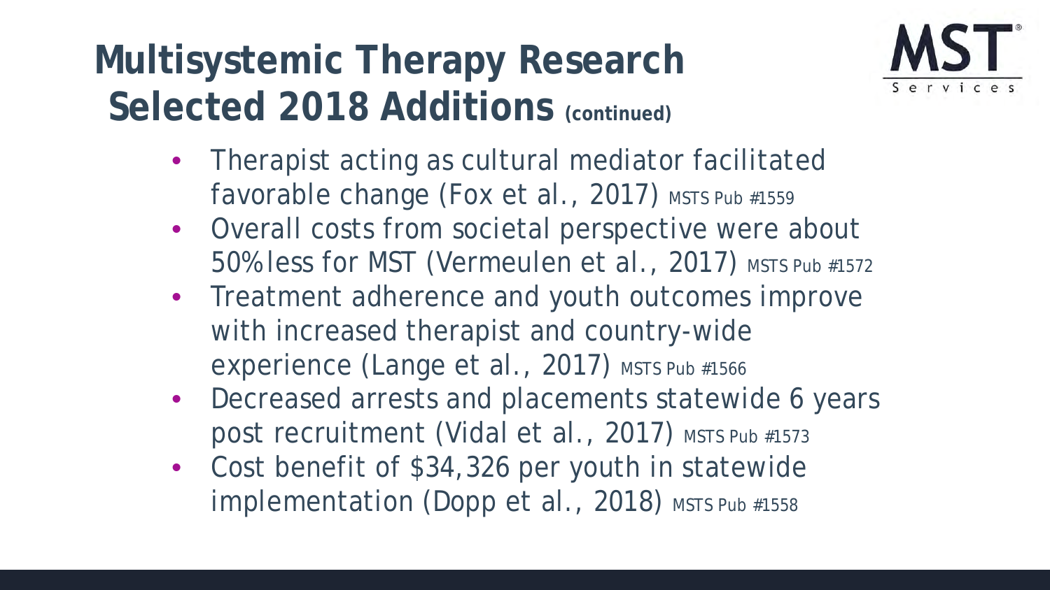# Multisystemic Therapy Research Selected 2018 Additions (continued)

- Therapist acting as cultural mediator facilitated favorable change (Fox et al., 2017) MSTS Pub #1559
- Overall costs from societal perspective were about 50% less for MST (Vermeulen et al., 2017) MSTS Pub #1572
- Treatment adherence and youth outcomes improve with increased therapist and country-wide experience (Lange et al., 2017) MSTS Pub #1566
- Decreased arrests and placements statewide 6 years post recruitment (Vidal et al., 2017) MSTS Pub #1573
- Cost benefit of $34,326 per youth in statewide implementation (Dopp et al., 2018) MSTS Pub #1558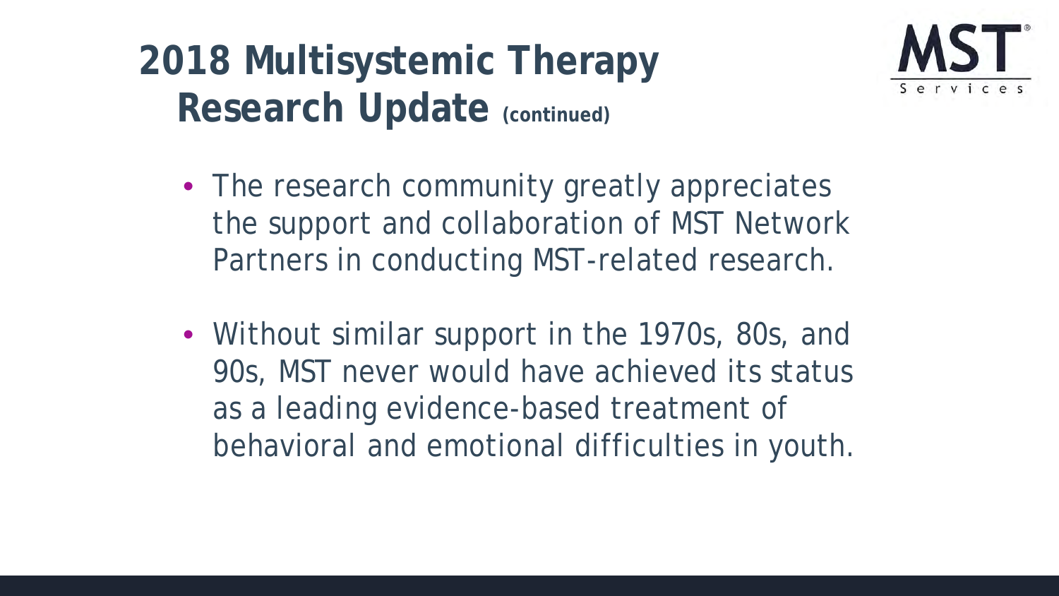# 2018 Multisystemic Therapy Research Update (continued)

- The research community greatly appreciates the support and collaboration of MST Network Partners in conducting MST-related research.
- Without similar support in the 1970s, 80s, and 90s, MST never would have achieved its status as a leading evidence-based treatment of behavioral and emotional difficulties in youth.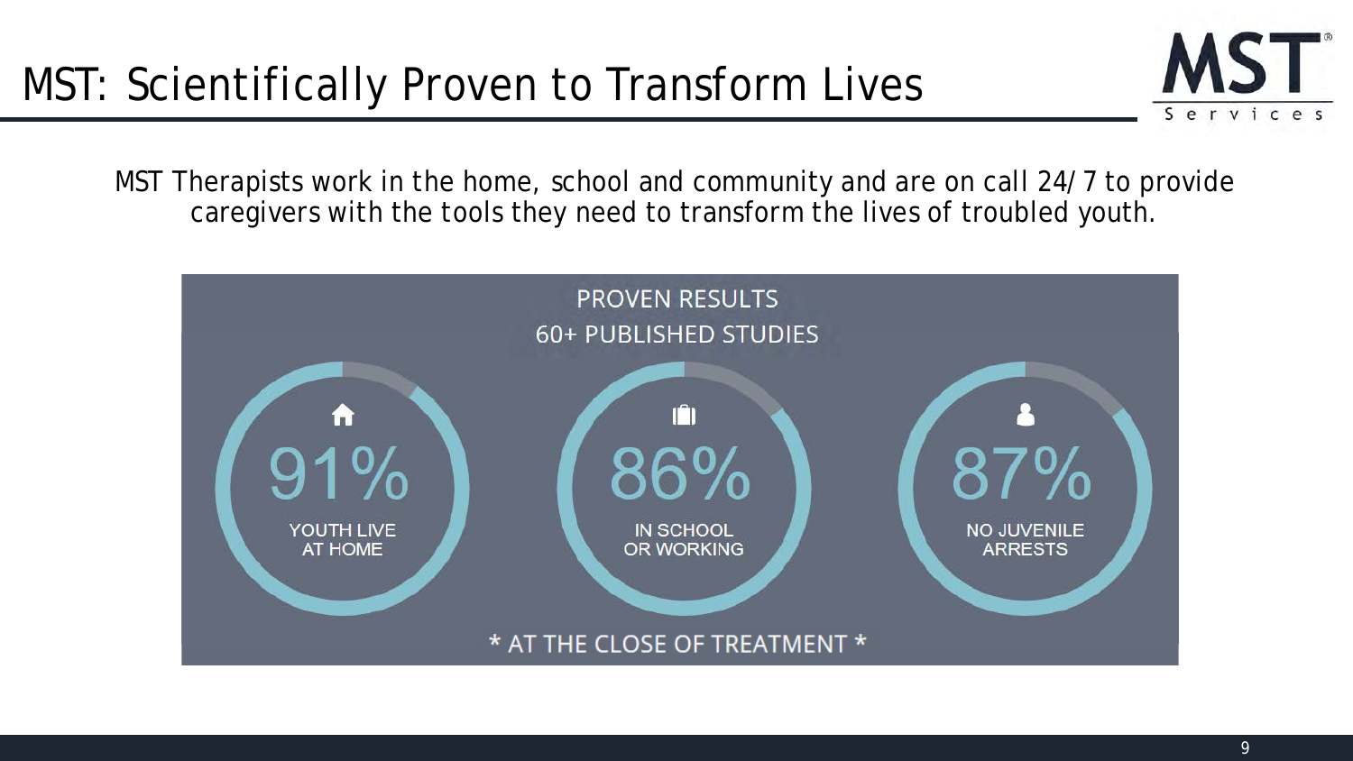# MST: Scientifically Proven to Transform Lives

MST Therapists work in the home, school and community and are on call 24/7 to provide caregivers with the tools they need to transform the lives of troubled youth.

## PROVEN RESULTS

### 60+ PUBLISHED STUDIES

**91%**
YOUTH LIVE AT HOME

**86%**
IN SCHOOL OR WORKING

**87%**
NO JUVENILE ARRESTS

* AT THE CLOSE OF TREATMENT *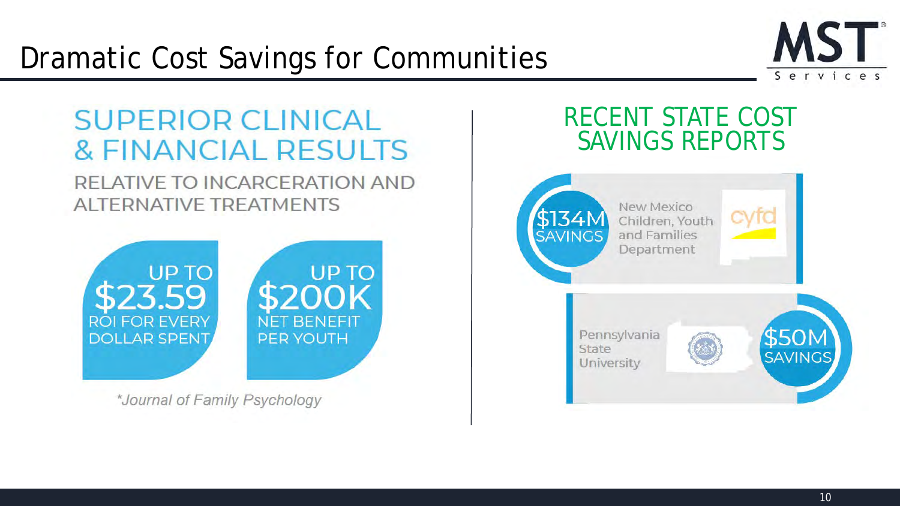# Dramatic Cost Savings for Communities

## SUPERIOR CLINICAL & FINANCIAL RESULTS

RELATIVE TO INCARCERATION AND ALTERNATIVE TREATMENTS

**UP TO $23.59** ROI FOR EVERY DOLLAR SPENT

**UP TO $200K** NET BENEFIT PER YOUTH

*Journal of Family Psychology

## RECENT STATE COST SAVINGS REPORTS

**$134M SAVINGS** — New Mexico Children, Youth and Families Department (cyfd)

**$50M SAVINGS** — Pennsylvania State University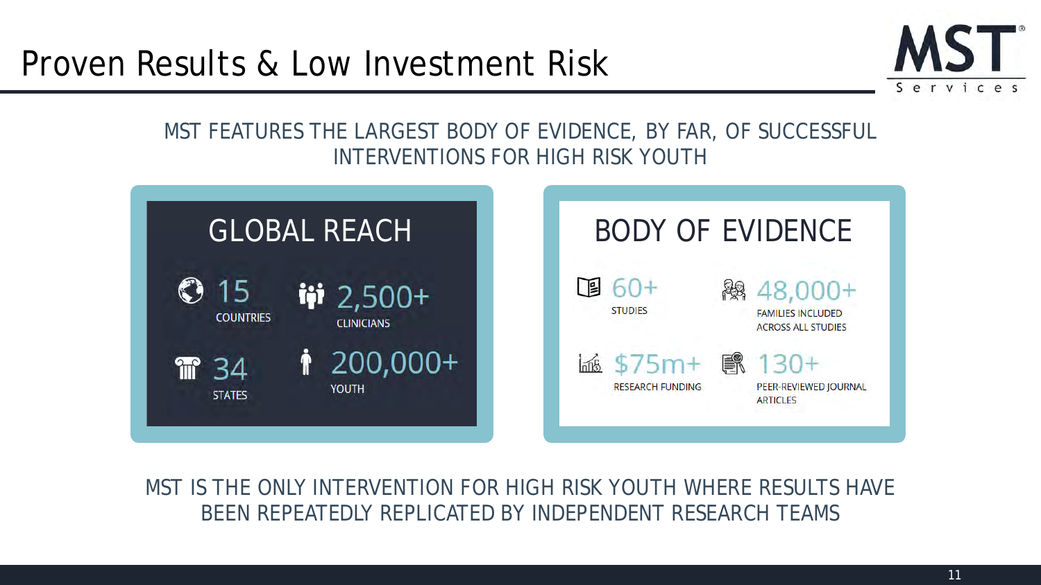# Proven Results & Low Investment Risk

MST FEATURES THE LARGEST BODY OF EVIDENCE, BY FAR, OF SUCCESSFUL INTERVENTIONS FOR HIGH RISK YOUTH

## GLOBAL REACH

- **15** COUNTRIES
- **2,500+** CLINICIANS
- **34** STATES
- **200,000+** YOUTH

## BODY OF EVIDENCE

- **60+** STUDIES
- **48,000+** FAMILIES INCLUDED ACROSS ALL STUDIES
- **$75m+** RESEARCH FUNDING
- **130+** PEER-REVIEWED JOURNAL ARTICLES

MST IS THE ONLY INTERVENTION FOR HIGH RISK YOUTH WHERE RESULTS HAVE BEEN REPEATEDLY REPLICATED BY INDEPENDENT RESEARCH TEAMS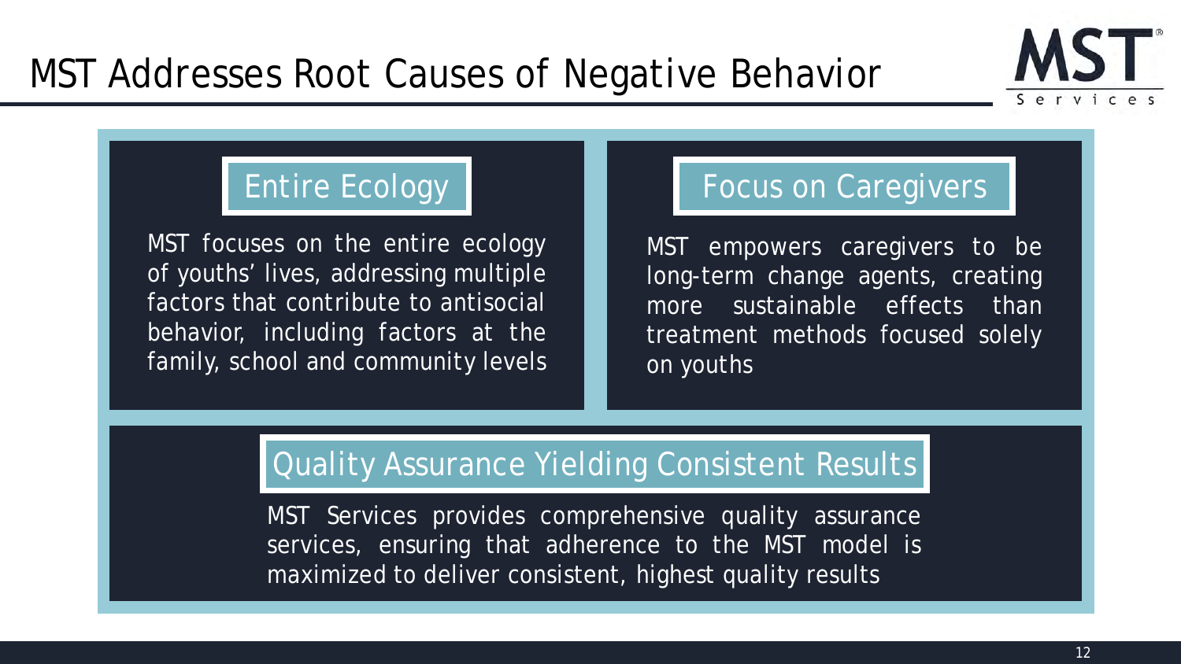# MST Addresses Root Causes of Negative Behavior

## Entire Ecology

MST focuses on the entire ecology of youths' lives, addressing multiple factors that contribute to antisocial behavior, including factors at the family, school and community levels

## Focus on Caregivers

MST empowers caregivers to be long-term change agents, creating more sustainable effects than treatment methods focused solely on youths

## Quality Assurance Yielding Consistent Results

MST Services provides comprehensive quality assurance services, ensuring that adherence to the MST model is maximized to deliver consistent, highest quality results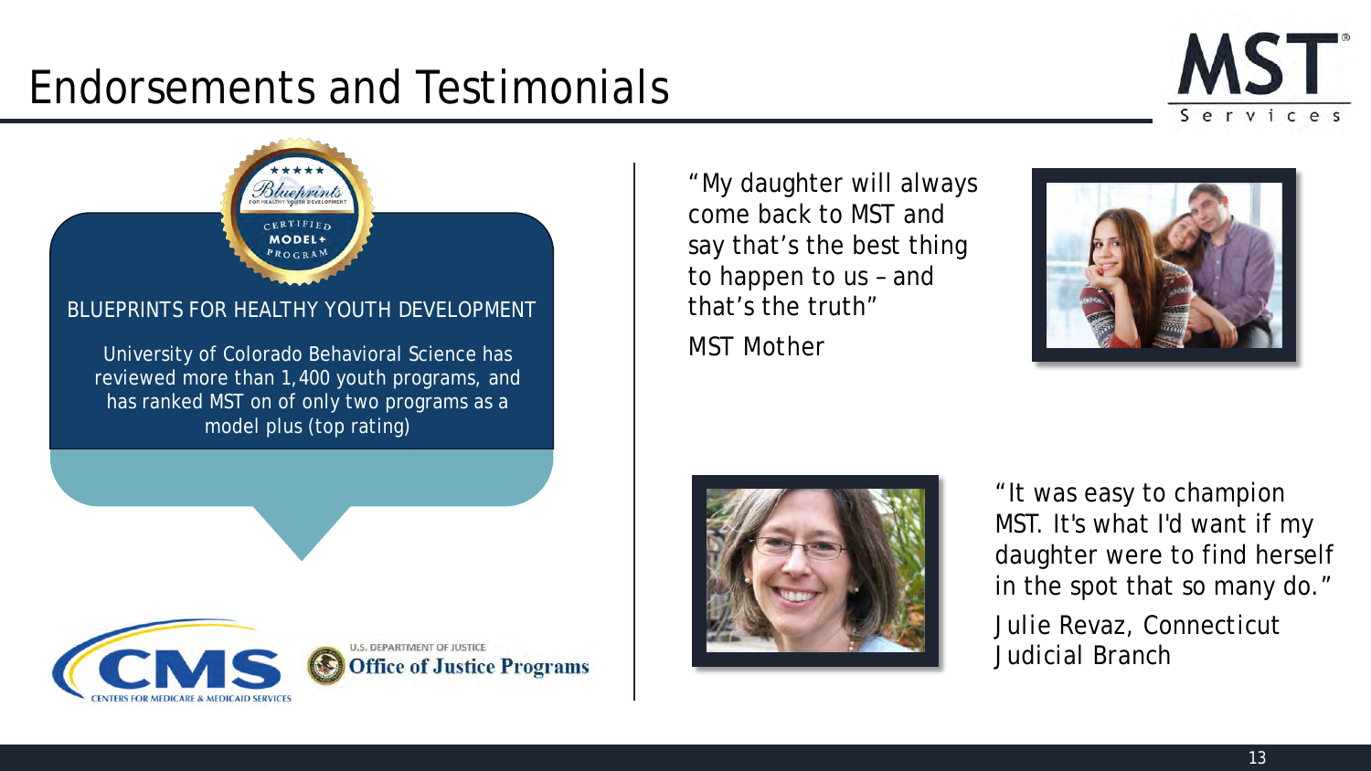# Endorsements and Testimonials

**BLUEPRINTS FOR HEALTHY YOUTH DEVELOPMENT**

University of Colorado Behavioral Science has reviewed more than 1,400 youth programs, and has ranked MST on of only two programs as a model plus (top rating)

"My daughter will always come back to MST and say that's the best thing to happen to us – and that's the truth"

MST Mother

"It was easy to champion MST. It's what I'd want if my daughter were to find herself in the spot that so many do."

Julie Revaz, Connecticut Judicial Branch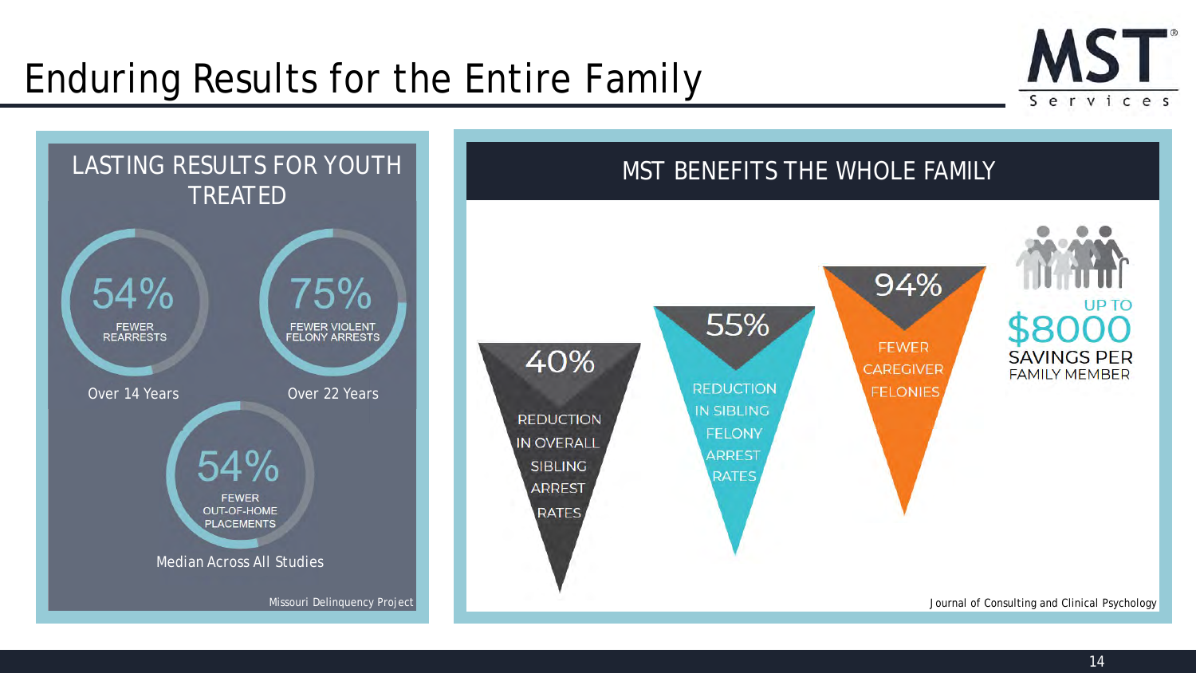# Enduring Results for the Entire Family

MST Services

## LASTING RESULTS FOR YOUTH TREATED

**54%** FEWER REARRESTS
Over 14 Years

**75%** FEWER VIOLENT FELONY ARRESTS
Over 22 Years

**54%** FEWER OUT-OF-HOME PLACEMENTS
Median Across All Studies

Missouri Delinquency Project

## MST BENEFITS THE WHOLE FAMILY

**40%** REDUCTION IN OVERALL SIBLING ARREST RATES

**55%** REDUCTION IN SIBLING FELONY ARREST RATES

**94%** FEWER CAREGIVER FELONIES

UP TO **$8000** SAVINGS PER FAMILY MEMBER

Journal of Consulting and Clinical Psychology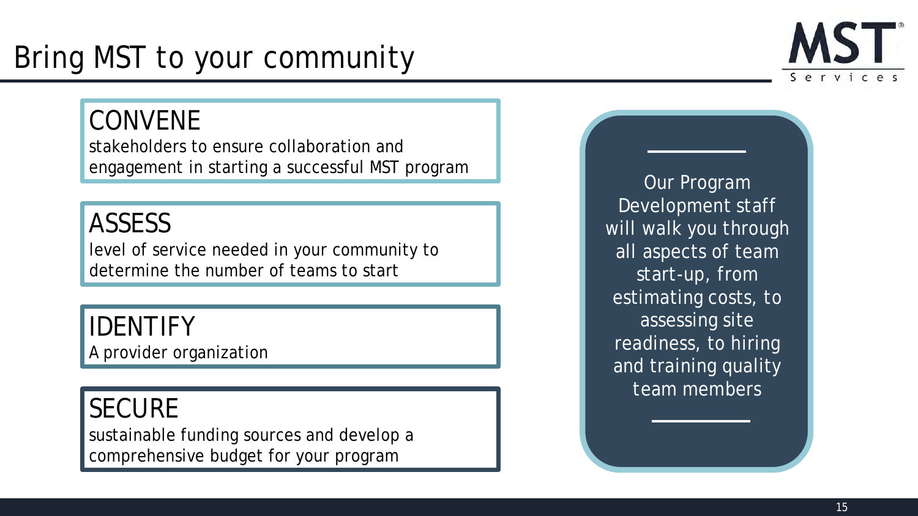# Bring MST to your community

MST Services

## CONVENE
stakeholders to ensure collaboration and engagement in starting a successful MST program

## ASSESS
level of service needed in your community to determine the number of teams to start

## IDENTIFY
A provider organization

## SECURE
sustainable funding sources and develop a comprehensive budget for your program

Our Program Development staff will walk you through all aspects of team start-up, from estimating costs, to assessing site readiness, to hiring and training quality team members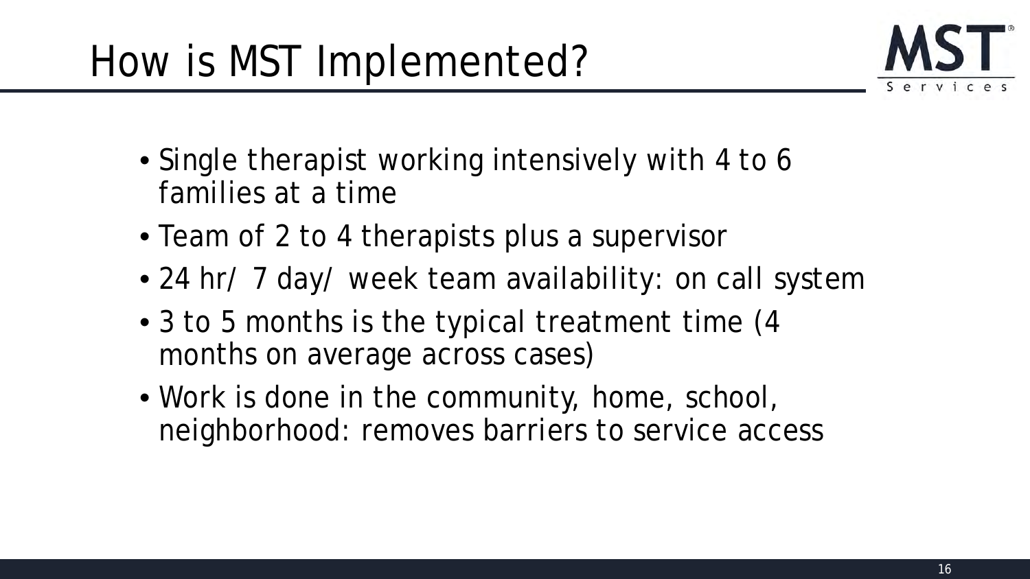# How is MST Implemented?

- Single therapist working intensively with 4 to 6 families at a time
- Team of 2 to 4 therapists plus a supervisor
- 24 hr/ 7 day/ week team availability: on call system
- 3 to 5 months is the typical treatment time (4 months on average across cases)
- Work is done in the community, home, school, neighborhood: removes barriers to service access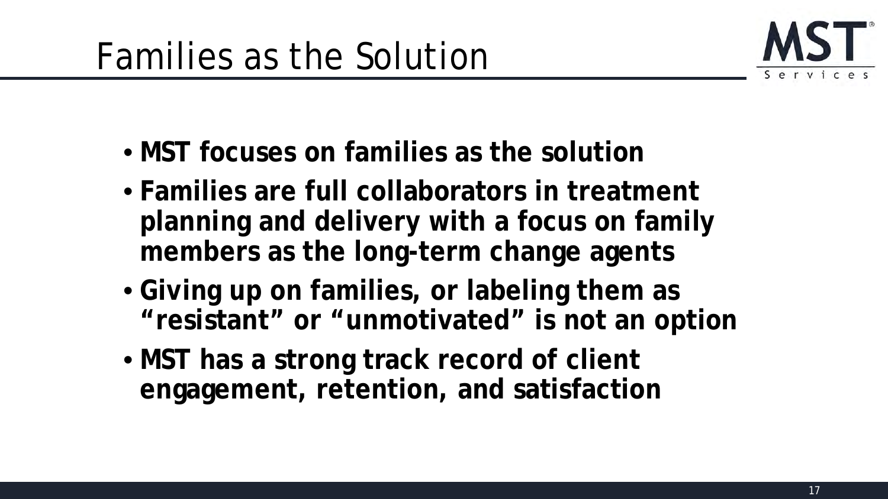# Families as the Solution

- **MST focuses on families as the solution**
- **Families are full collaborators in treatment planning and delivery with a focus on family members as the long-term change agents**
- **Giving up on families, or labeling them as "resistant" or "unmotivated" is not an option**
- **MST has a strong track record of client engagement, retention, and satisfaction**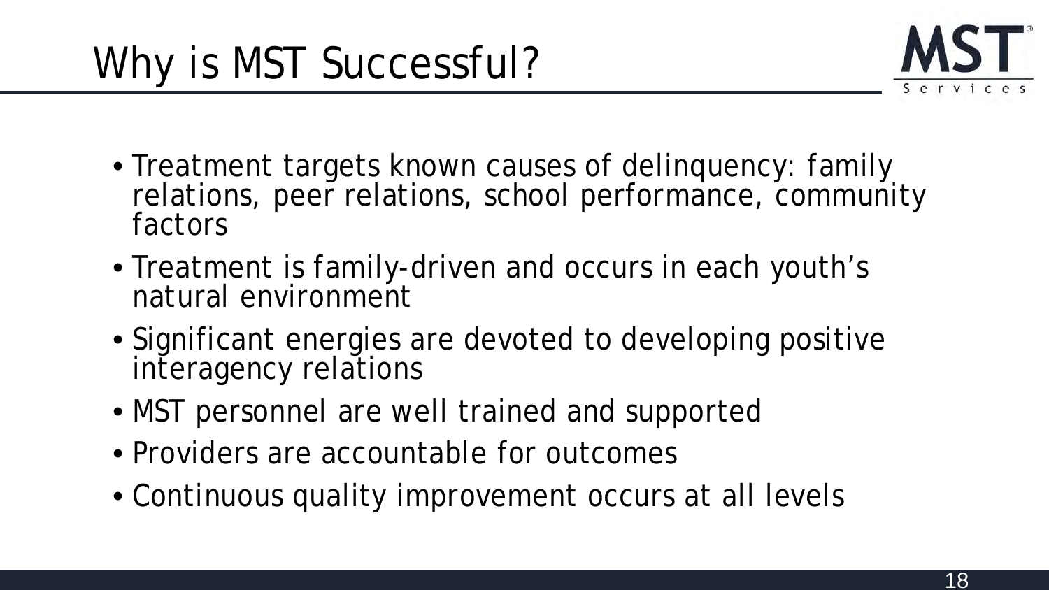# Why is MST Successful?

- Treatment targets known causes of delinquency: family relations, peer relations, school performance, community factors
- Treatment is family-driven and occurs in each youth's natural environment
- Significant energies are devoted to developing positive interagency relations
- MST personnel are well trained and supported
- Providers are accountable for outcomes
- Continuous quality improvement occurs at all levels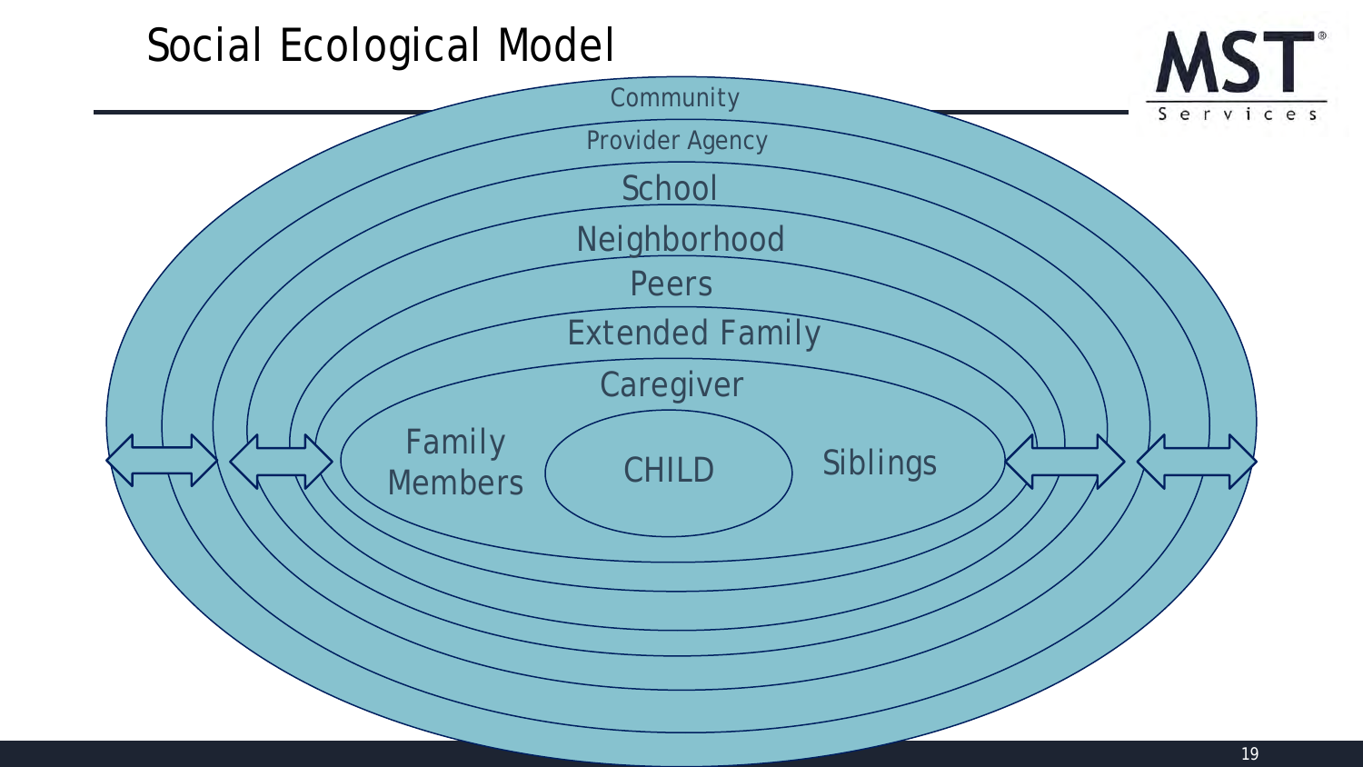# Social Ecological Model

- Community
- Provider Agency
- School
- Neighborhood
- Peers
- Extended Family
- Caregiver
- Family Members
- CHILD
- Siblings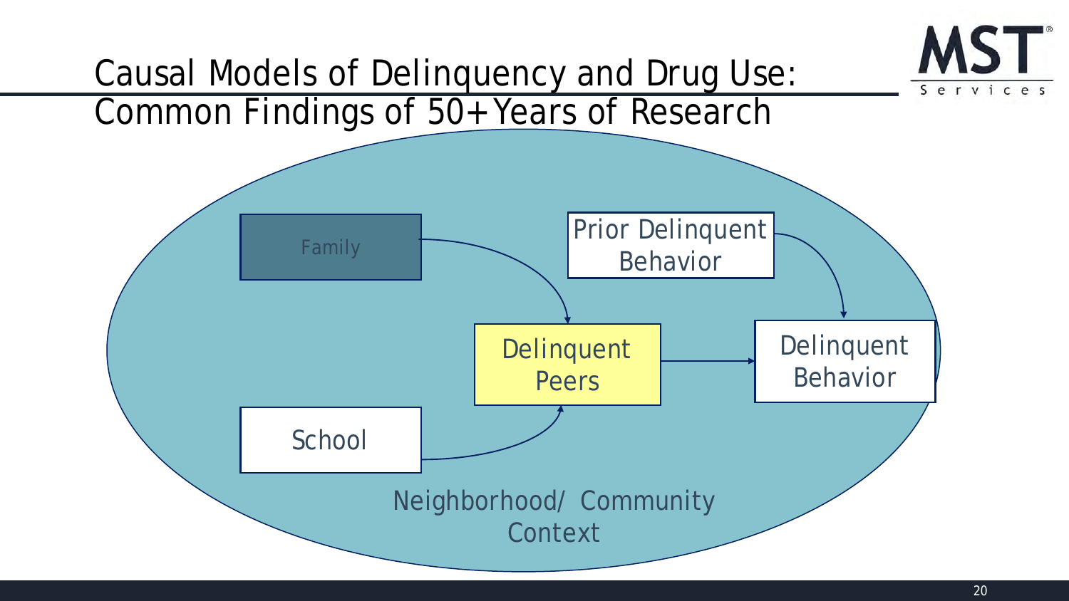# Causal Models of Delinquency and Drug Use: Common Findings of 50+ Years of Research

Family

Prior Delinquent Behavior

Delinquent Peers

Delinquent Behavior

School

Neighborhood/ Community Context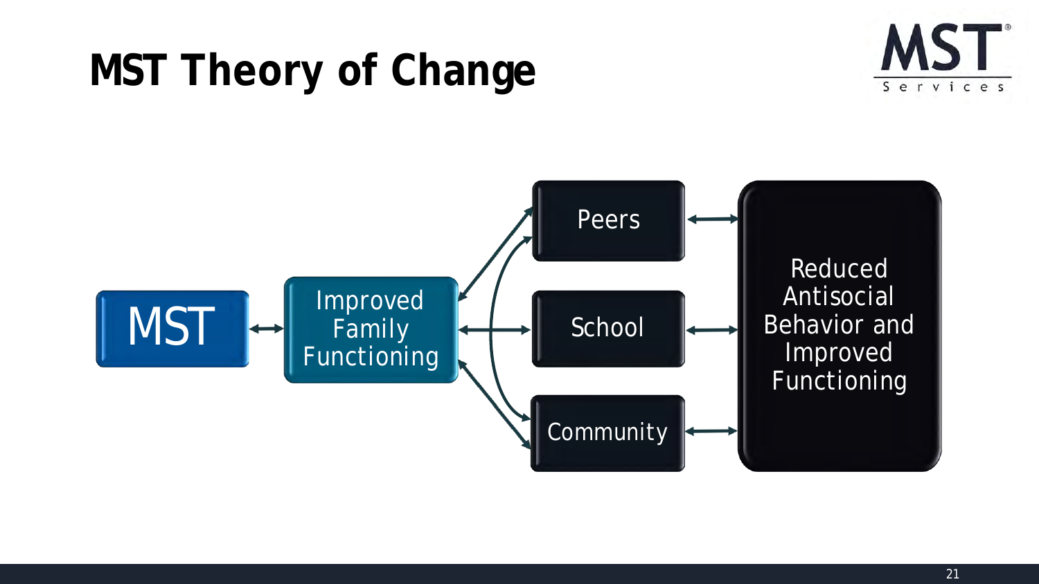# MST Theory of Change

MST ↔ Improved Family Functioning ↔ Peers / School / Community ↔ Reduced Antisocial Behavior and Improved Functioning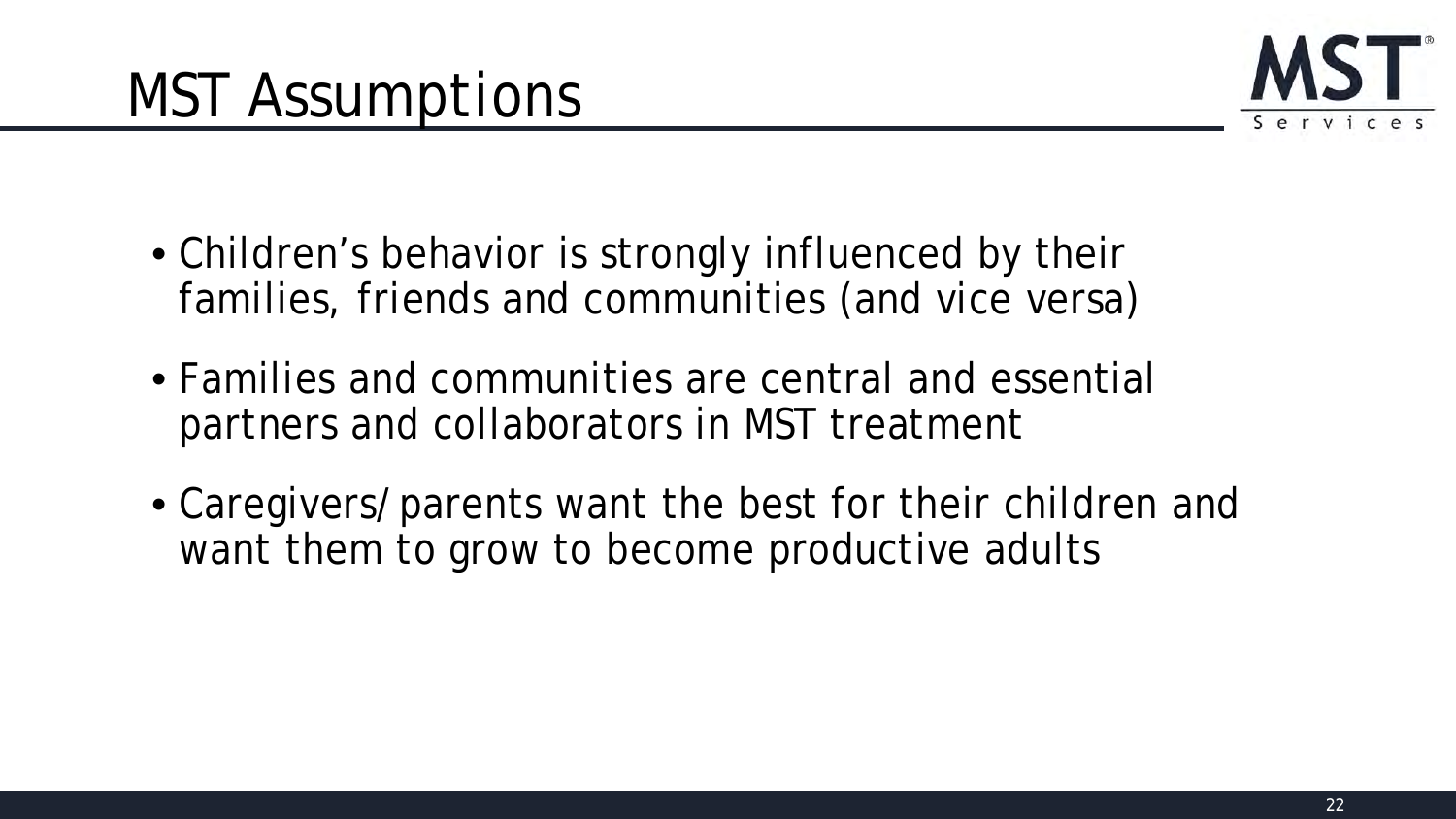# MST Assumptions

- Children’s behavior is strongly influenced by their families, friends and communities (and vice versa)
- Families and communities are central and essential partners and collaborators in MST treatment
- Caregivers/parents want the best for their children and want them to grow to become productive adults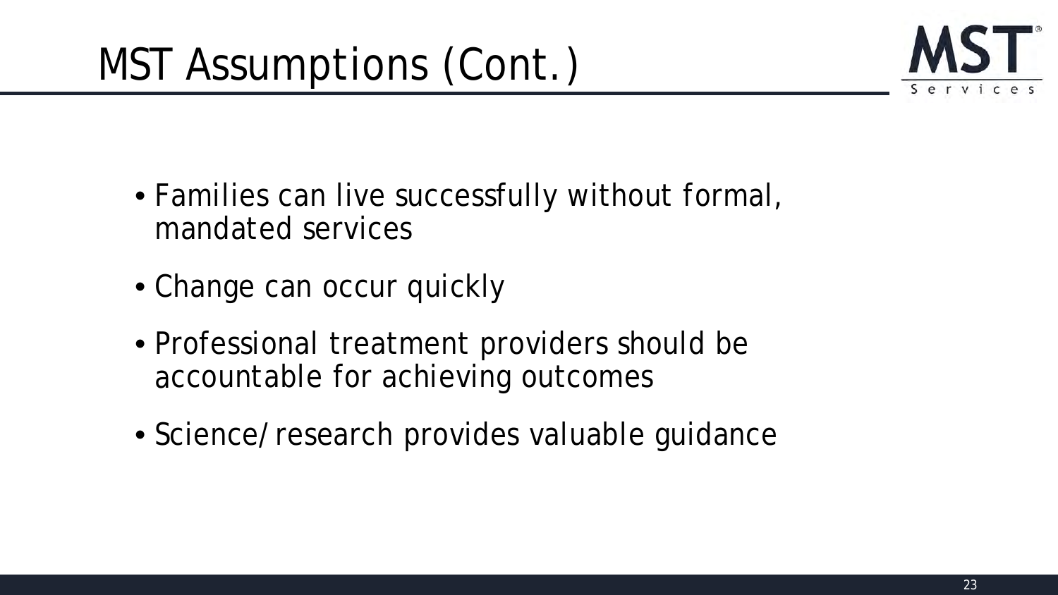# MST Assumptions (Cont.)

- Families can live successfully without formal, mandated services
- Change can occur quickly
- Professional treatment providers should be accountable for achieving outcomes
- Science/research provides valuable guidance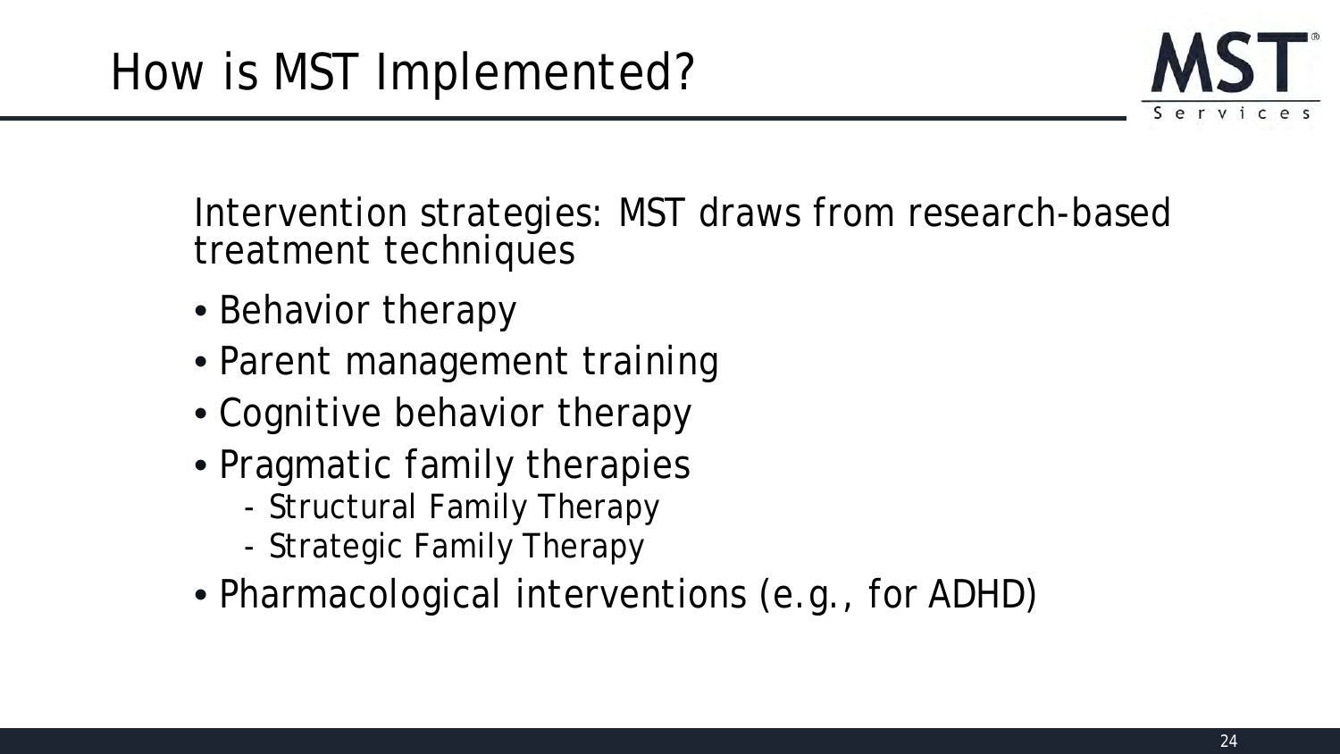# How is MST Implemented?

Intervention strategies: MST draws from research-based treatment techniques

- Behavior therapy
- Parent management training
- Cognitive behavior therapy
- Pragmatic family therapies
  - Structural Family Therapy
  - Strategic Family Therapy
- Pharmacological interventions (e.g., for ADHD)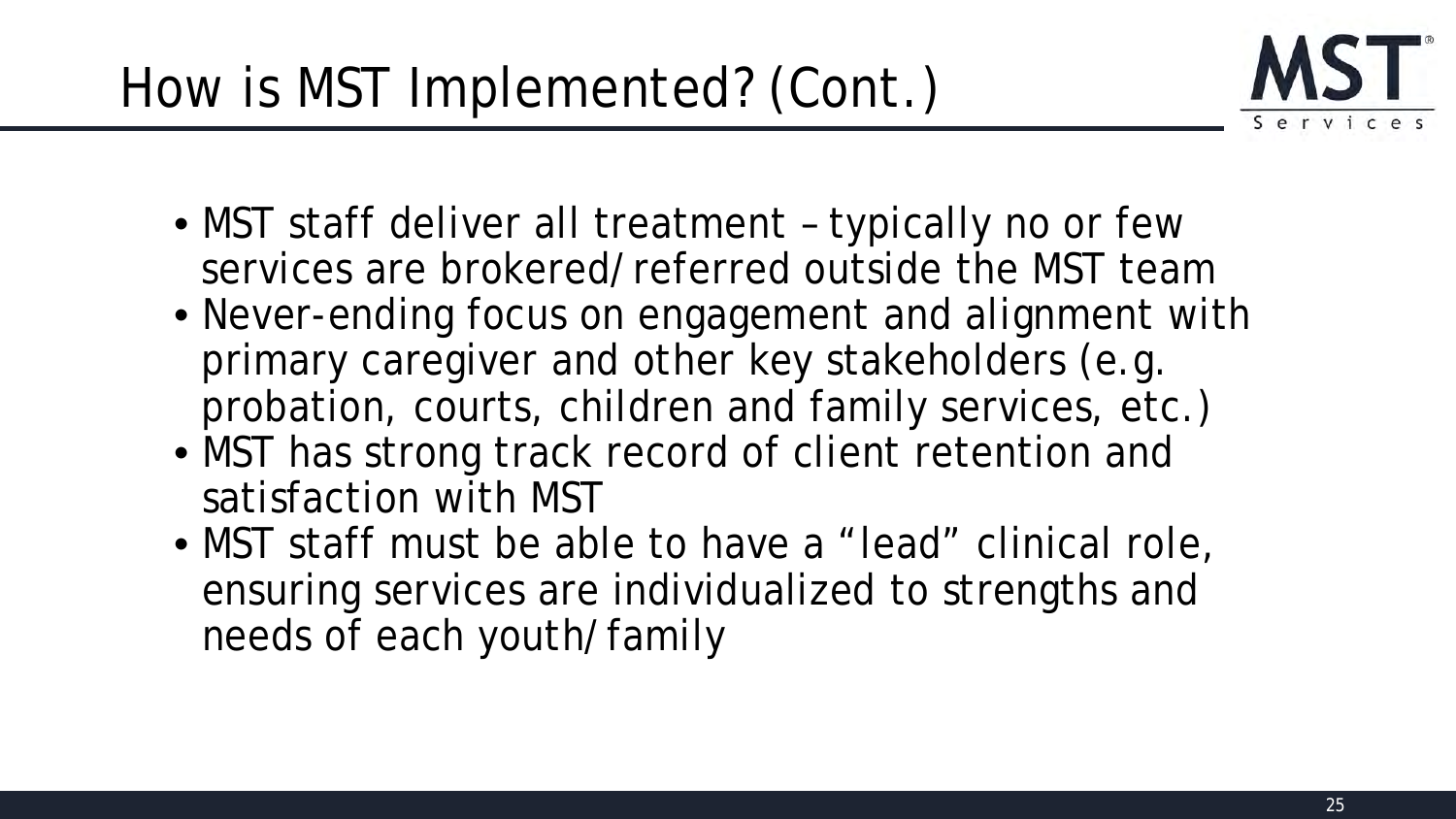# How is MST Implemented? (Cont.)

- MST staff deliver all treatment – typically no or few services are brokered/referred outside the MST team
- Never-ending focus on engagement and alignment with primary caregiver and other key stakeholders (e.g. probation, courts, children and family services, etc.)
- MST has strong track record of client retention and satisfaction with MST
- MST staff must be able to have a "lead" clinical role, ensuring services are individualized to strengths and needs of each youth/family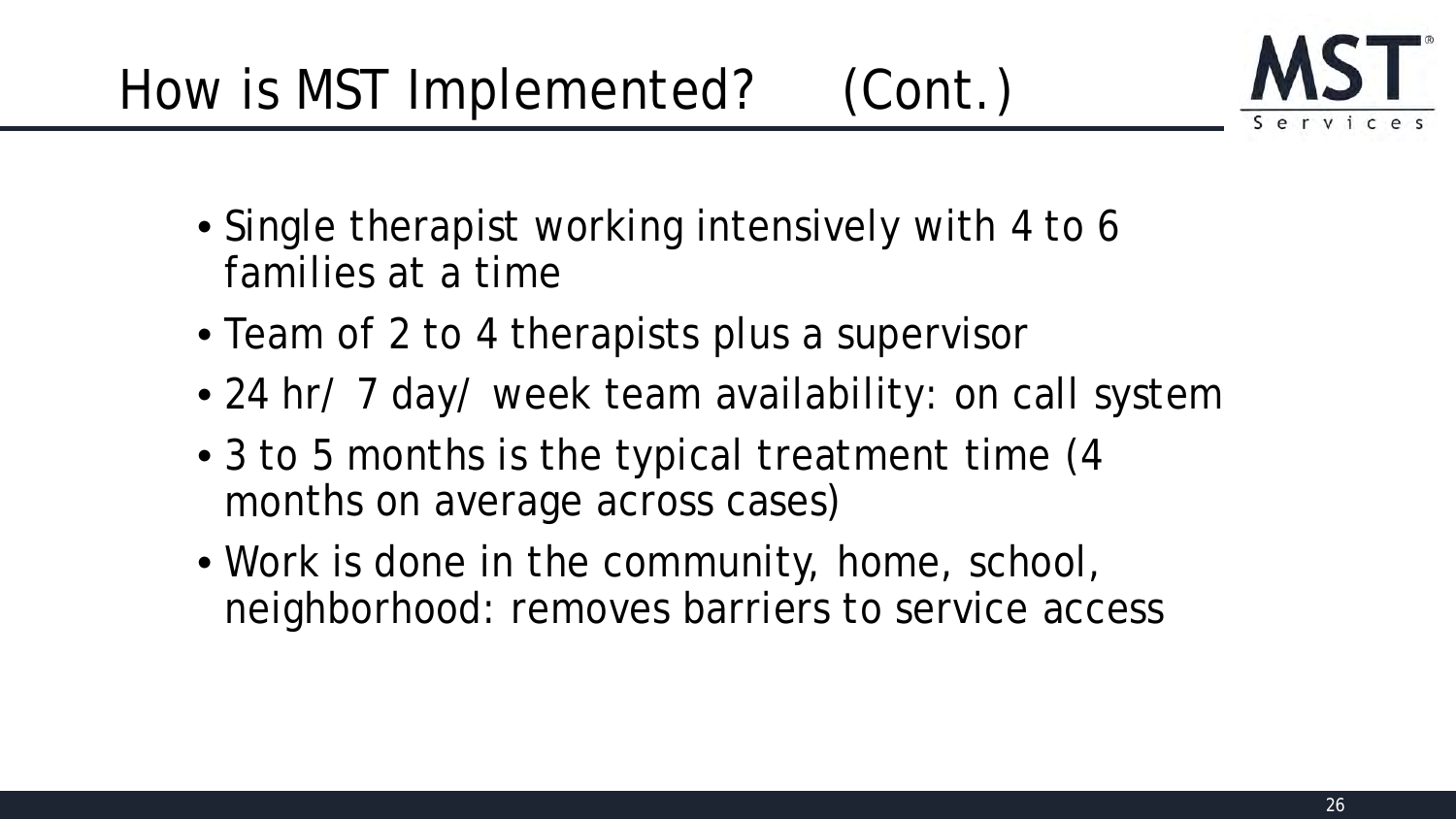# How is MST Implemented? (Cont.)

- Single therapist working intensively with 4 to 6 families at a time
- Team of 2 to 4 therapists plus a supervisor
- 24 hr/ 7 day/ week team availability: on call system
- 3 to 5 months is the typical treatment time (4 months on average across cases)
- Work is done in the community, home, school, neighborhood: removes barriers to service access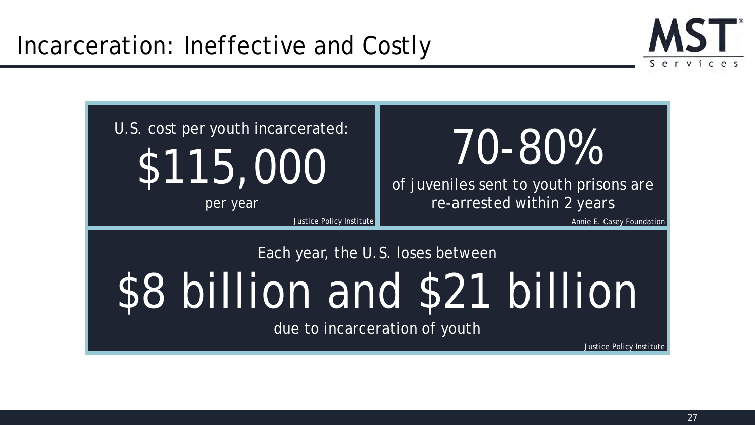# Incarceration: Ineffective and Costly

U.S. cost per youth incarcerated:

**$115,000**

per year

*Justice Policy Institute*

**70-80%**

of juveniles sent to youth prisons are re-arrested within 2 years

*Annie E. Casey Foundation*

Each year, the U.S. loses between

**$8 billion and $21 billion**

due to incarceration of youth

*Justice Policy Institute*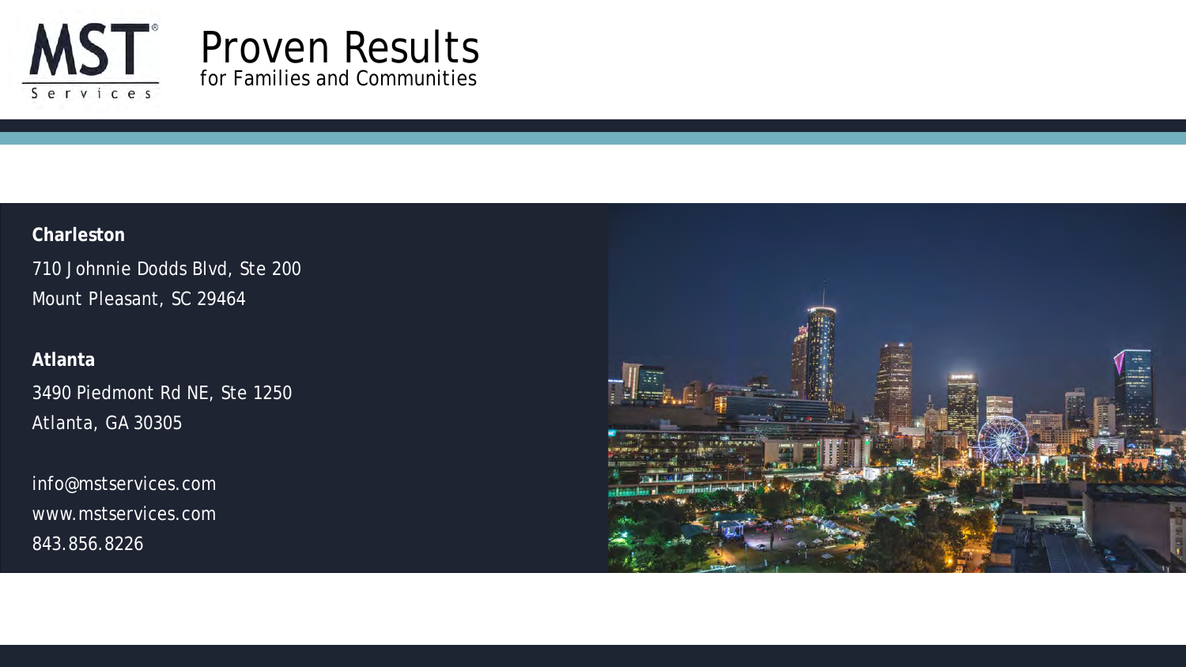# Proven Results

for Families and Communities

**Charleston**

710 Johnnie Dodds Blvd, Ste 200
Mount Pleasant, SC 29464

**Atlanta**

3490 Piedmont Rd NE, Ste 1250
Atlanta, GA 30305

info@mstservices.com
www.mstservices.com
843.856.8226